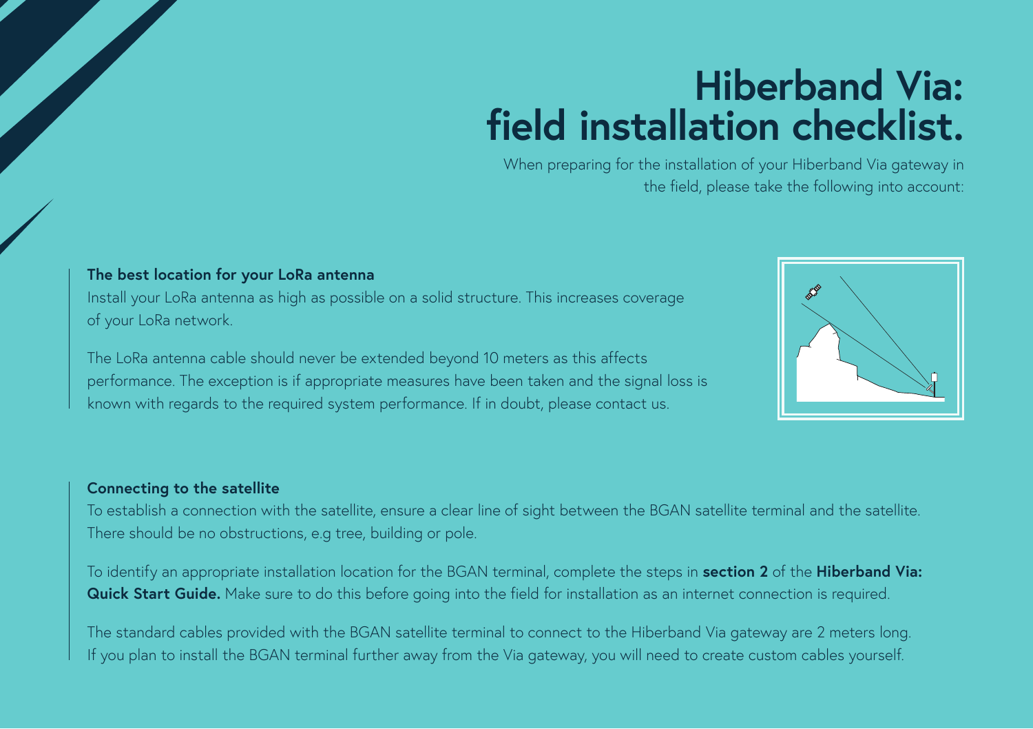# Hiberband Via: field installation checklist.

When preparing for the installation of your Hiberband Via gateway in the field, please take the following into account:

### The best location for your LoRa antenna

Install your LoRa antenna as high as possible on a solid structure. This increases coverage of your LoRa network.

The LoRa antenna cable should never be extended beyond 10 meters as this affects performance. The exception is if appropriate measures have been taken and the signal loss is known with regards to the required system performance. If in doubt, please contact us.

### Connecting to the satellite

To establish a connection with the satellite, ensure a clear line of sight between the BGAN satellite terminal and the satellite. There should be no obstructions, e.g tree, building or pole.

To identify an appropriate installation location for the BGAN terminal, complete the steps in **section 2** of the **Hiberband Via: Quick Start Guide.** Make sure to do this before going into the field for installation as an internet connection is required.

The standard cables provided with the BGAN satellite terminal to connect to the Hiberband Via gateway are 2 meters long. If you plan to install the BGAN terminal further away from the Via gateway, you will need to create custom cables yourself.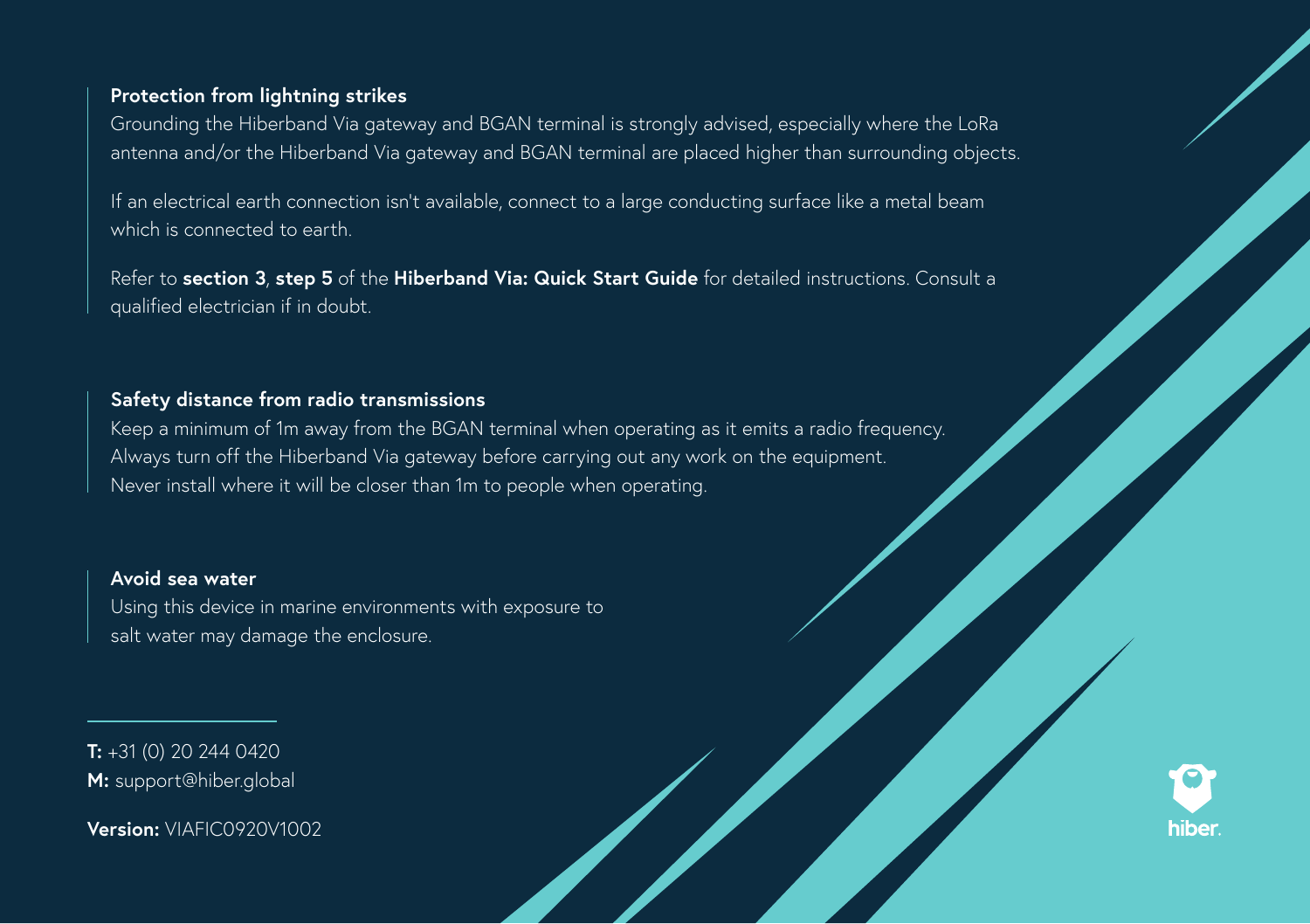### Protection from lightning strikes

Grounding the Hiberband Via gateway and BGAN terminal is strongly advised, especially where the LoRa antenna and/or the Hiberband Via gateway and BGAN terminal are placed higher than surrounding objects.

If an electrical earth connection isn't available, connect to a large conducting surface like a metal beam which is connected to earth.

Refer to **section 3**, **step 5** of the **Hiberband Via: Quick Start Guide** for detailed instructions. Consult a qualified electrician if in doubt.

### Safety distance from radio transmissions

Keep a minimum of 1m away from the BGAN terminal when operating as it emits a radio frequency. Always turn off the Hiberband Via gateway before carrying out any work on the equipment. Never install where it will be closer than 1m to people when operating.

### Avoid sea water

Using this device in marine environments with exposure to salt water may damage the enclosure.

---

**T:** +31 (0) 20 244 0420
**M:** support@hiber.global

**Version:** VIAFIC0920V1002

hiber.